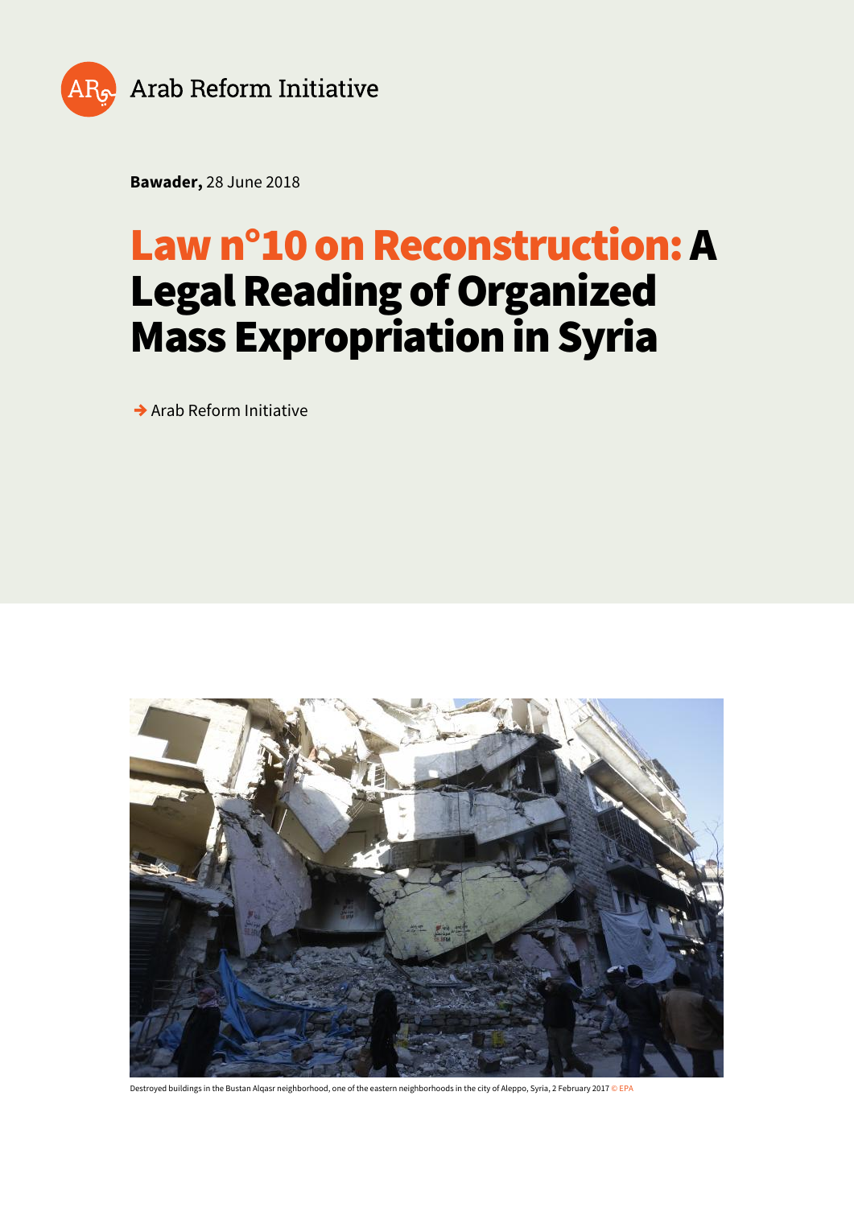Arab Reform Initiative

**Bawader,** 28 June 2018

# Law n°10 on Reconstruction: A Legal Reading of Organized Mass Expropriation in Syria

→ Arab Reform Initiative

Destroyed buildings in the Bustan Alqasr neighborhood, one of the eastern neighborhoods in the city of Aleppo, Syria, 2 February 2017 © EPA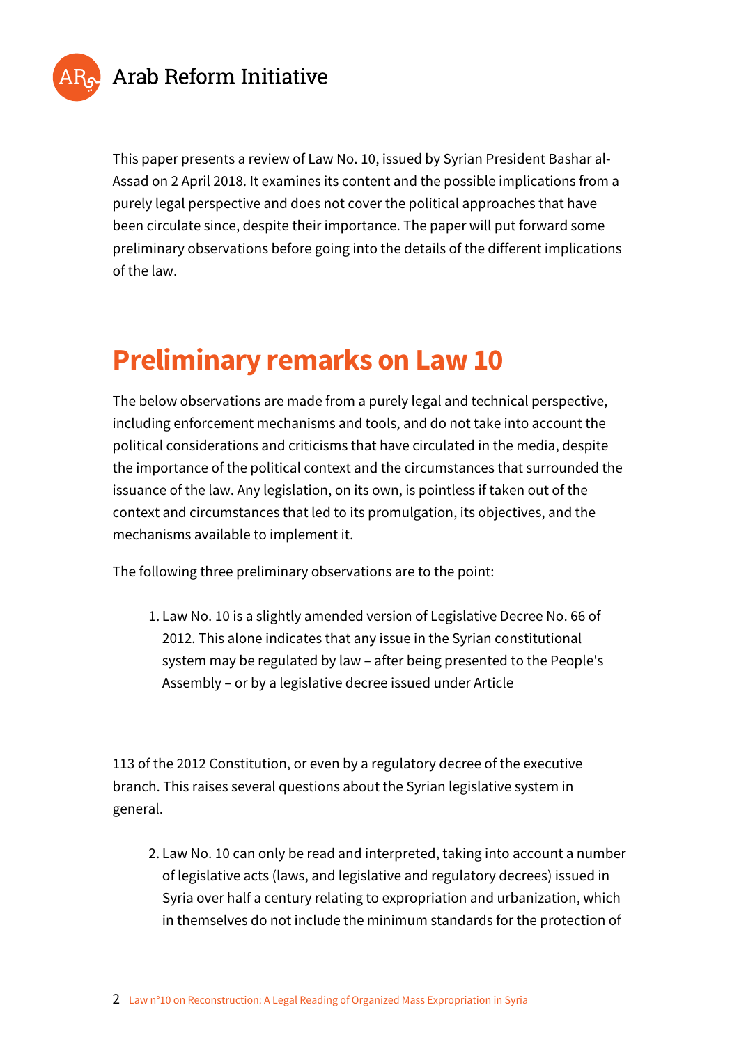This paper presents a review of Law No. 10, issued by Syrian President Bashar al-Assad on 2 April 2018. It examines its content and the possible implications from a purely legal perspective and does not cover the political approaches that have been circulate since, despite their importance. The paper will put forward some preliminary observations before going into the details of the different implications of the law.

## Preliminary remarks on Law 10

The below observations are made from a purely legal and technical perspective, including enforcement mechanisms and tools, and do not take into account the political considerations and criticisms that have circulated in the media, despite the importance of the political context and the circumstances that surrounded the issuance of the law. Any legislation, on its own, is pointless if taken out of the context and circumstances that led to its promulgation, its objectives, and the mechanisms available to implement it.

The following three preliminary observations are to the point:

1. Law No. 10 is a slightly amended version of Legislative Decree No. 66 of 2012. This alone indicates that any issue in the Syrian constitutional system may be regulated by law – after being presented to the People's Assembly – or by a legislative decree issued under Article 113 of the 2012 Constitution, or even by a regulatory decree of the executive branch. This raises several questions about the Syrian legislative system in general.

2. Law No. 10 can only be read and interpreted, taking into account a number of legislative acts (laws, and legislative and regulatory decrees) issued in Syria over half a century relating to expropriation and urbanization, which in themselves do not include the minimum standards for the protection of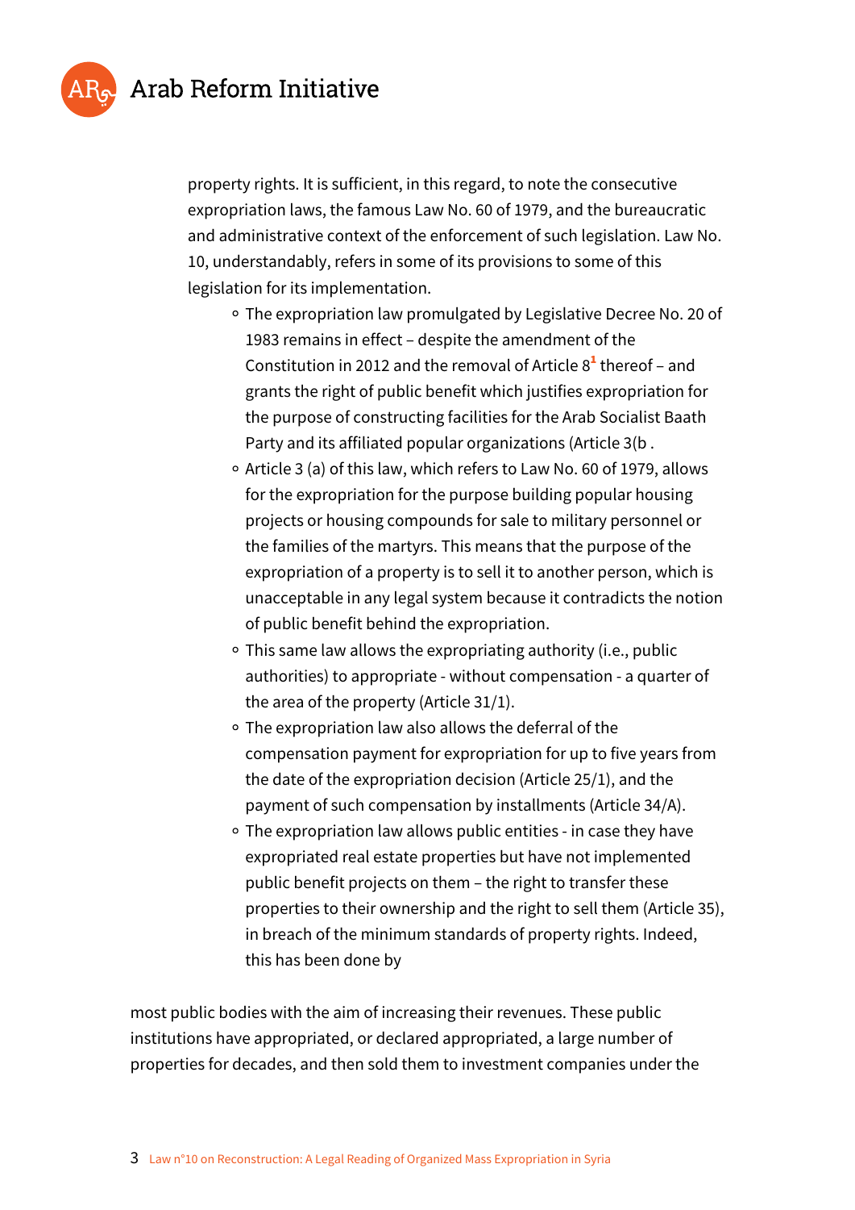property rights. It is sufficient, in this regard, to note the consecutive expropriation laws, the famous Law No. 60 of 1979, and the bureaucratic and administrative context of the enforcement of such legislation. Law No. 10, understandably, refers in some of its provisions to some of this legislation for its implementation.

- The expropriation law promulgated by Legislative Decree No. 20 of 1983 remains in effect – despite the amendment of the Constitution in 2012 and the removal of Article 8[1] thereof – and grants the right of public benefit which justifies expropriation for the purpose of constructing facilities for the Arab Socialist Baath Party and its affiliated popular organizations (Article 3(b .
- Article 3 (a) of this law, which refers to Law No. 60 of 1979, allows for the expropriation for the purpose building popular housing projects or housing compounds for sale to military personnel or the families of the martyrs. This means that the purpose of the expropriation of a property is to sell it to another person, which is unacceptable in any legal system because it contradicts the notion of public benefit behind the expropriation.
- This same law allows the expropriating authority (i.e., public authorities) to appropriate - without compensation - a quarter of the area of the property (Article 31/1).
- The expropriation law also allows the deferral of the compensation payment for expropriation for up to five years from the date of the expropriation decision (Article 25/1), and the payment of such compensation by installments (Article 34/A).
- The expropriation law allows public entities - in case they have expropriated real estate properties but have not implemented public benefit projects on them – the right to transfer these properties to their ownership and the right to sell them (Article 35), in breach of the minimum standards of property rights. Indeed, this has been done by

most public bodies with the aim of increasing their revenues. These public institutions have appropriated, or declared appropriated, a large number of properties for decades, and then sold them to investment companies under the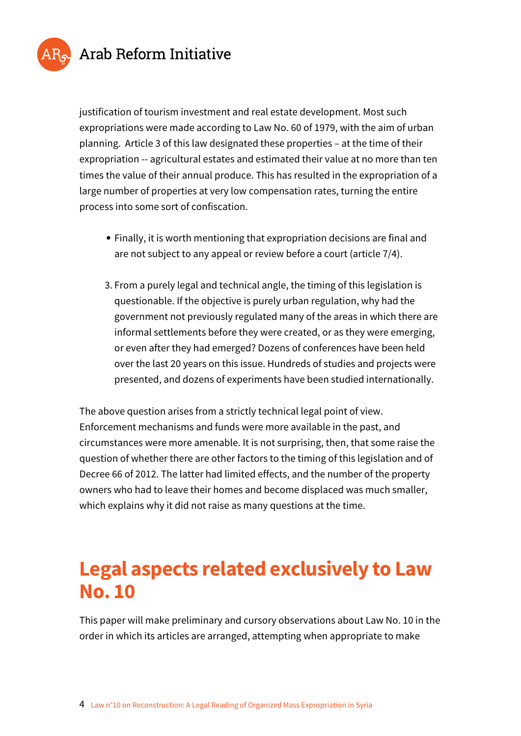justification of tourism investment and real estate development. Most such expropriations were made according to Law No. 60 of 1979, with the aim of urban planning.  Article 3 of this law designated these properties – at the time of their expropriation -- agricultural estates and estimated their value at no more than ten times the value of their annual produce. This has resulted in the expropriation of a large number of properties at very low compensation rates, turning the entire process into some sort of confiscation.

- Finally, it is worth mentioning that expropriation decisions are final and are not subject to any appeal or review before a court (article 7/4).

3. From a purely legal and technical angle, the timing of this legislation is questionable. If the objective is purely urban regulation, why had the government not previously regulated many of the areas in which there are informal settlements before they were created, or as they were emerging, or even after they had emerged? Dozens of conferences have been held over the last 20 years on this issue. Hundreds of studies and projects were presented, and dozens of experiments have been studied internationally.

The above question arises from a strictly technical legal point of view. Enforcement mechanisms and funds were more available in the past, and circumstances were more amenable. It is not surprising, then, that some raise the question of whether there are other factors to the timing of this legislation and of Decree 66 of 2012. The latter had limited effects, and the number of the property owners who had to leave their homes and become displaced was much smaller, which explains why it did not raise as many questions at the time.

## Legal aspects related exclusively to Law No. 10

This paper will make preliminary and cursory observations about Law No. 10 in the order in which its articles are arranged, attempting when appropriate to make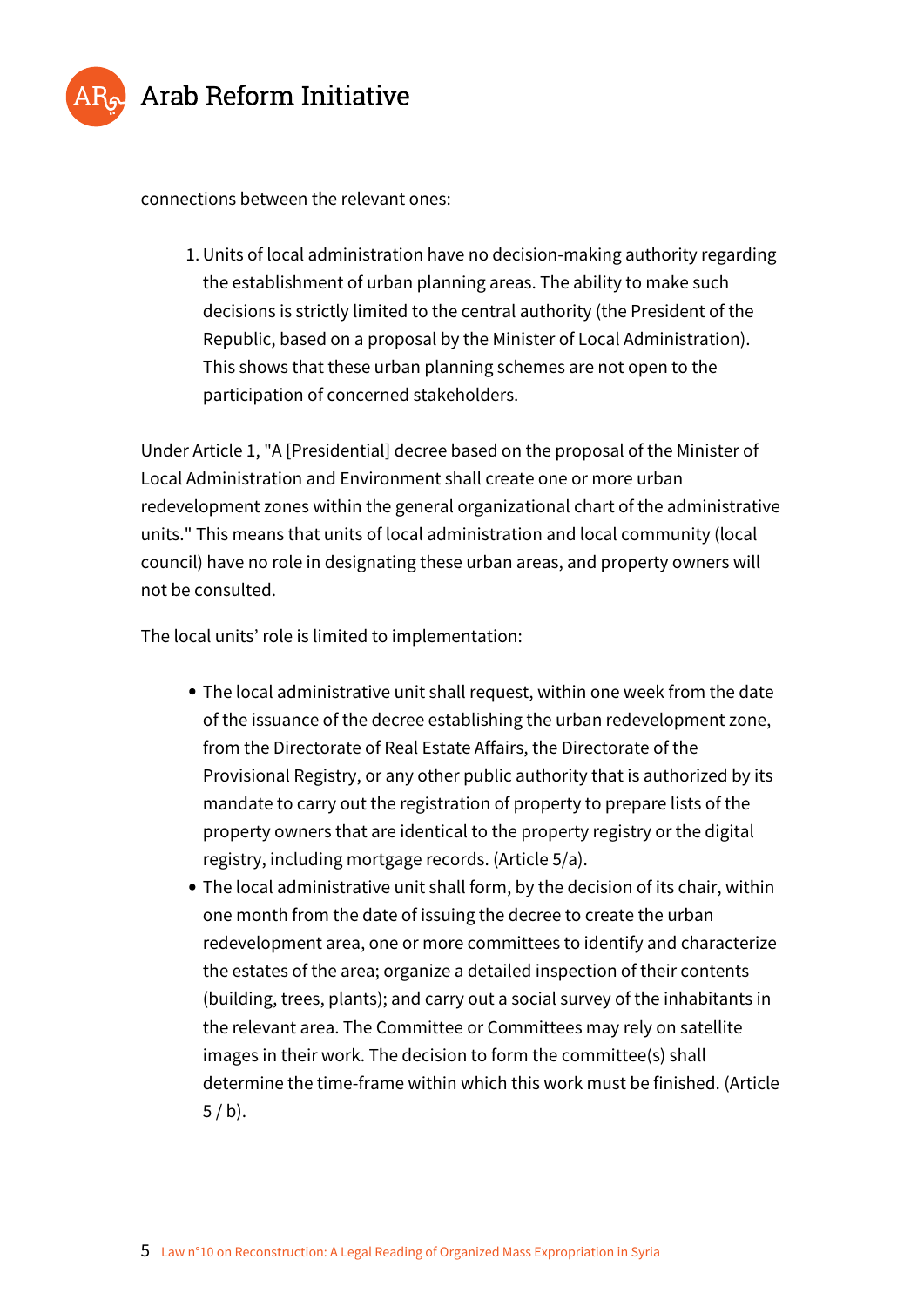connections between the relevant ones:

1. Units of local administration have no decision-making authority regarding the establishment of urban planning areas. The ability to make such decisions is strictly limited to the central authority (the President of the Republic, based on a proposal by the Minister of Local Administration). This shows that these urban planning schemes are not open to the participation of concerned stakeholders.

Under Article 1, "A [Presidential] decree based on the proposal of the Minister of Local Administration and Environment shall create one or more urban redevelopment zones within the general organizational chart of the administrative units." This means that units of local administration and local community (local council) have no role in designating these urban areas, and property owners will not be consulted.

The local units' role is limited to implementation:

- The local administrative unit shall request, within one week from the date of the issuance of the decree establishing the urban redevelopment zone, from the Directorate of Real Estate Affairs, the Directorate of the Provisional Registry, or any other public authority that is authorized by its mandate to carry out the registration of property to prepare lists of the property owners that are identical to the property registry or the digital registry, including mortgage records. (Article 5/a).
- The local administrative unit shall form, by the decision of its chair, within one month from the date of issuing the decree to create the urban redevelopment area, one or more committees to identify and characterize the estates of the area; organize a detailed inspection of their contents (building, trees, plants); and carry out a social survey of the inhabitants in the relevant area. The Committee or Committees may rely on satellite images in their work. The decision to form the committee(s) shall determine the time-frame within which this work must be finished. (Article 5 / b).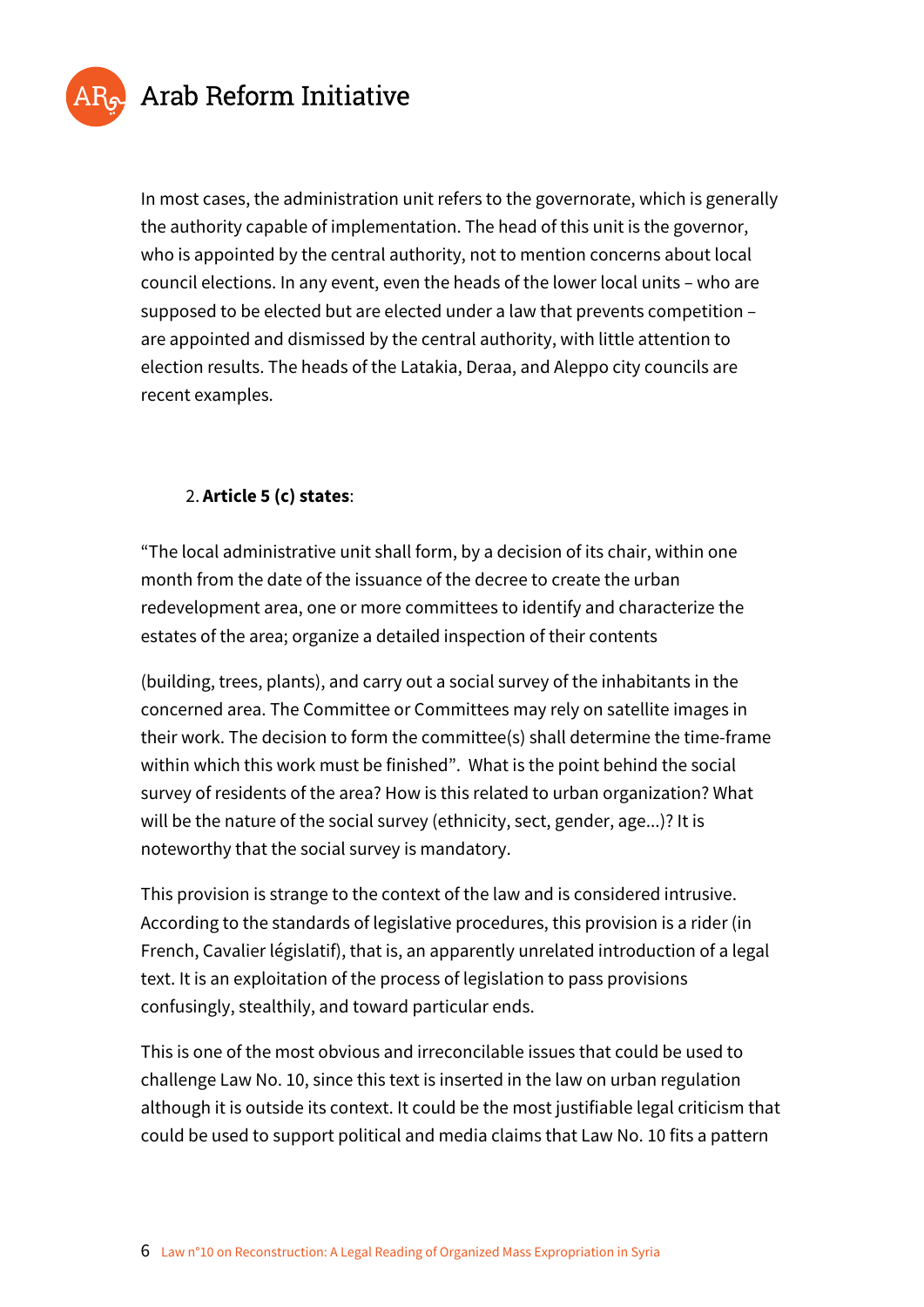In most cases, the administration unit refers to the governorate, which is generally the authority capable of implementation. The head of this unit is the governor, who is appointed by the central authority, not to mention concerns about local council elections. In any event, even the heads of the lower local units – who are supposed to be elected but are elected under a law that prevents competition – are appointed and dismissed by the central authority, with little attention to election results. The heads of the Latakia, Deraa, and Aleppo city councils are recent examples.

2. **Article 5 (c) states**:

"The local administrative unit shall form, by a decision of its chair, within one month from the date of the issuance of the decree to create the urban redevelopment area, one or more committees to identify and characterize the estates of the area; organize a detailed inspection of their contents

(building, trees, plants), and carry out a social survey of the inhabitants in the concerned area. The Committee or Committees may rely on satellite images in their work. The decision to form the committee(s) shall determine the time-frame within which this work must be finished". What is the point behind the social survey of residents of the area? How is this related to urban organization? What will be the nature of the social survey (ethnicity, sect, gender, age...)? It is noteworthy that the social survey is mandatory.

This provision is strange to the context of the law and is considered intrusive. According to the standards of legislative procedures, this provision is a rider (in French, Cavalier législatif), that is, an apparently unrelated introduction of a legal text. It is an exploitation of the process of legislation to pass provisions confusingly, stealthily, and toward particular ends.

This is one of the most obvious and irreconcilable issues that could be used to challenge Law No. 10, since this text is inserted in the law on urban regulation although it is outside its context. It could be the most justifiable legal criticism that could be used to support political and media claims that Law No. 10 fits a pattern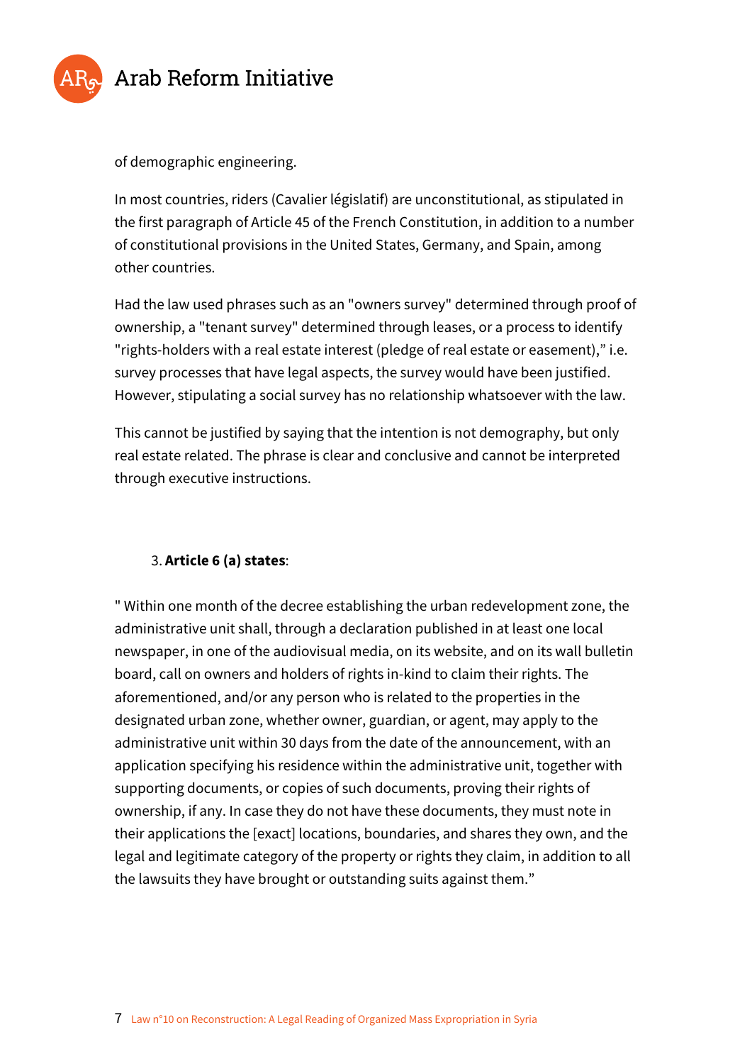of demographic engineering.

In most countries, riders (Cavalier législatif) are unconstitutional, as stipulated in the first paragraph of Article 45 of the French Constitution, in addition to a number of constitutional provisions in the United States, Germany, and Spain, among other countries.

Had the law used phrases such as an "owners survey" determined through proof of ownership, a "tenant survey" determined through leases, or a process to identify "rights-holders with a real estate interest (pledge of real estate or easement)," i.e. survey processes that have legal aspects, the survey would have been justified. However, stipulating a social survey has no relationship whatsoever with the law.

This cannot be justified by saying that the intention is not demography, but only real estate related. The phrase is clear and conclusive and cannot be interpreted through executive instructions.

3. **Article 6 (a) states**:

" Within one month of the decree establishing the urban redevelopment zone, the administrative unit shall, through a declaration published in at least one local newspaper, in one of the audiovisual media, on its website, and on its wall bulletin board, call on owners and holders of rights in-kind to claim their rights. The aforementioned, and/or any person who is related to the properties in the designated urban zone, whether owner, guardian, or agent, may apply to the administrative unit within 30 days from the date of the announcement, with an application specifying his residence within the administrative unit, together with supporting documents, or copies of such documents, proving their rights of ownership, if any. In case they do not have these documents, they must note in their applications the [exact] locations, boundaries, and shares they own, and the legal and legitimate category of the property or rights they claim, in addition to all the lawsuits they have brought or outstanding suits against them."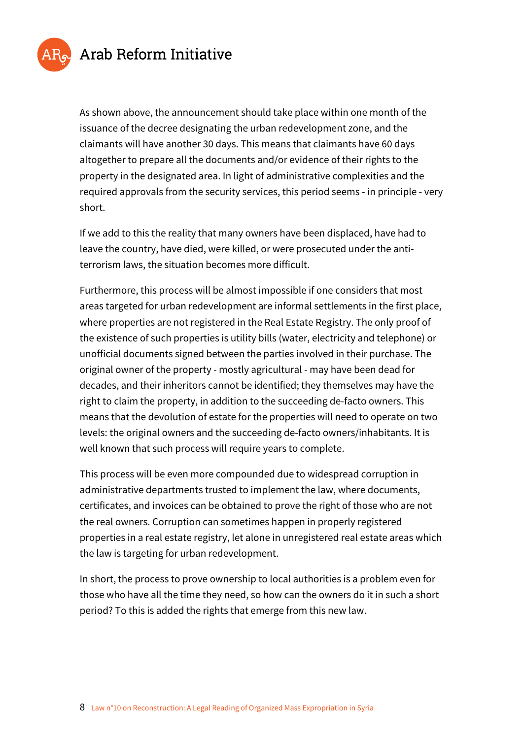As shown above, the announcement should take place within one month of the issuance of the decree designating the urban redevelopment zone, and the claimants will have another 30 days. This means that claimants have 60 days altogether to prepare all the documents and/or evidence of their rights to the property in the designated area. In light of administrative complexities and the required approvals from the security services, this period seems - in principle - very short.

If we add to this the reality that many owners have been displaced, have had to leave the country, have died, were killed, or were prosecuted under the anti-terrorism laws, the situation becomes more difficult.

Furthermore, this process will be almost impossible if one considers that most areas targeted for urban redevelopment are informal settlements in the first place, where properties are not registered in the Real Estate Registry. The only proof of the existence of such properties is utility bills (water, electricity and telephone) or unofficial documents signed between the parties involved in their purchase. The original owner of the property - mostly agricultural - may have been dead for decades, and their inheritors cannot be identified; they themselves may have the right to claim the property, in addition to the succeeding de-facto owners. This means that the devolution of estate for the properties will need to operate on two levels: the original owners and the succeeding de-facto owners/inhabitants. It is well known that such process will require years to complete.

This process will be even more compounded due to widespread corruption in administrative departments trusted to implement the law, where documents, certificates, and invoices can be obtained to prove the right of those who are not the real owners. Corruption can sometimes happen in properly registered properties in a real estate registry, let alone in unregistered real estate areas which the law is targeting for urban redevelopment.

In short, the process to prove ownership to local authorities is a problem even for those who have all the time they need, so how can the owners do it in such a short period? To this is added the rights that emerge from this new law.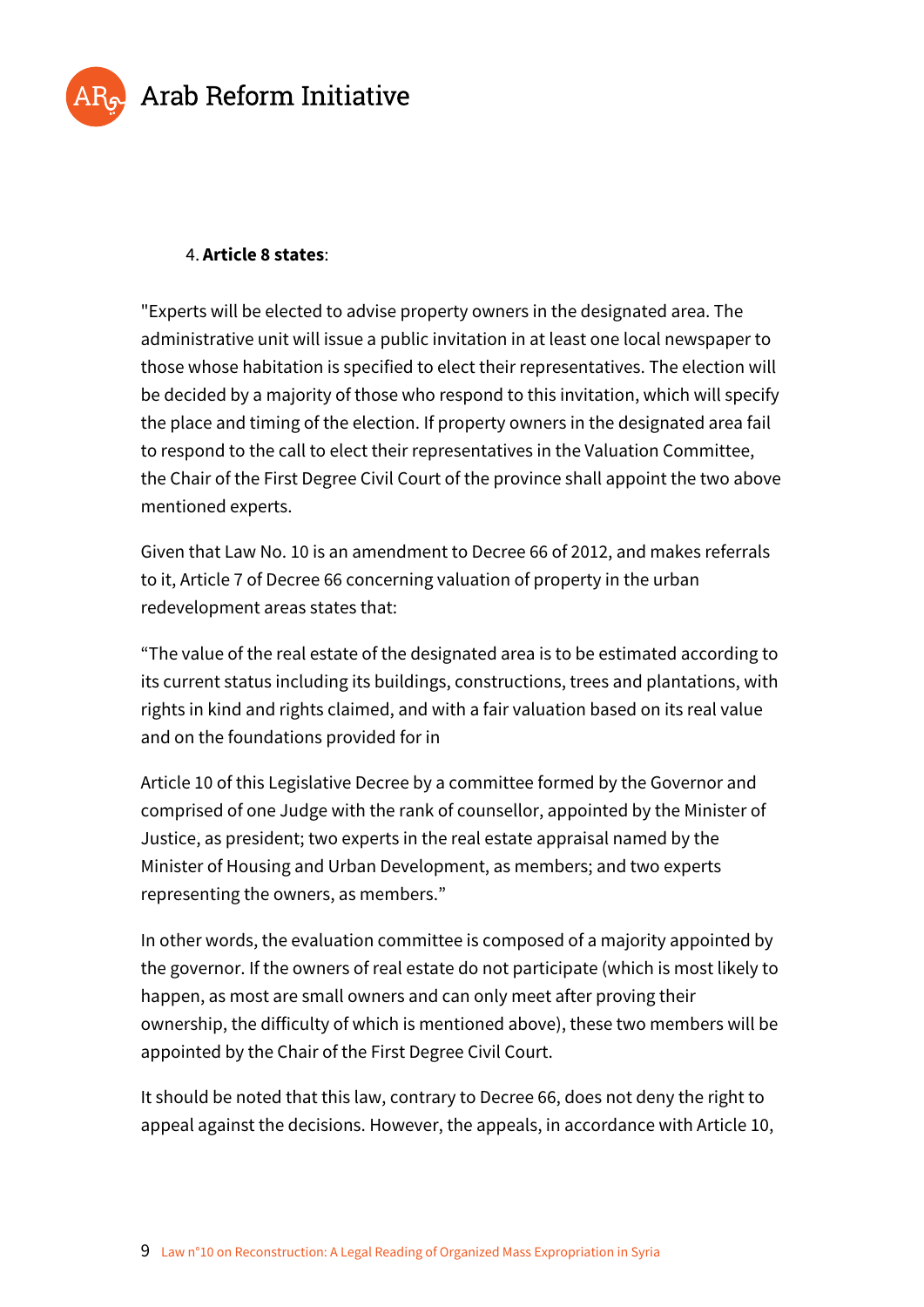4. **Article 8 states**:

"Experts will be elected to advise property owners in the designated area. The administrative unit will issue a public invitation in at least one local newspaper to those whose habitation is specified to elect their representatives. The election will be decided by a majority of those who respond to this invitation, which will specify the place and timing of the election. If property owners in the designated area fail to respond to the call to elect their representatives in the Valuation Committee, the Chair of the First Degree Civil Court of the province shall appoint the two above mentioned experts.

Given that Law No. 10 is an amendment to Decree 66 of 2012, and makes referrals to it, Article 7 of Decree 66 concerning valuation of property in the urban redevelopment areas states that:

“The value of the real estate of the designated area is to be estimated according to its current status including its buildings, constructions, trees and plantations, with rights in kind and rights claimed, and with a fair valuation based on its real value and on the foundations provided for in

Article 10 of this Legislative Decree by a committee formed by the Governor and comprised of one Judge with the rank of counsellor, appointed by the Minister of Justice, as president; two experts in the real estate appraisal named by the Minister of Housing and Urban Development, as members; and two experts representing the owners, as members.”

In other words, the evaluation committee is composed of a majority appointed by the governor. If the owners of real estate do not participate (which is most likely to happen, as most are small owners and can only meet after proving their ownership, the difficulty of which is mentioned above), these two members will be appointed by the Chair of the First Degree Civil Court.

It should be noted that this law, contrary to Decree 66, does not deny the right to appeal against the decisions. However, the appeals, in accordance with Article 10,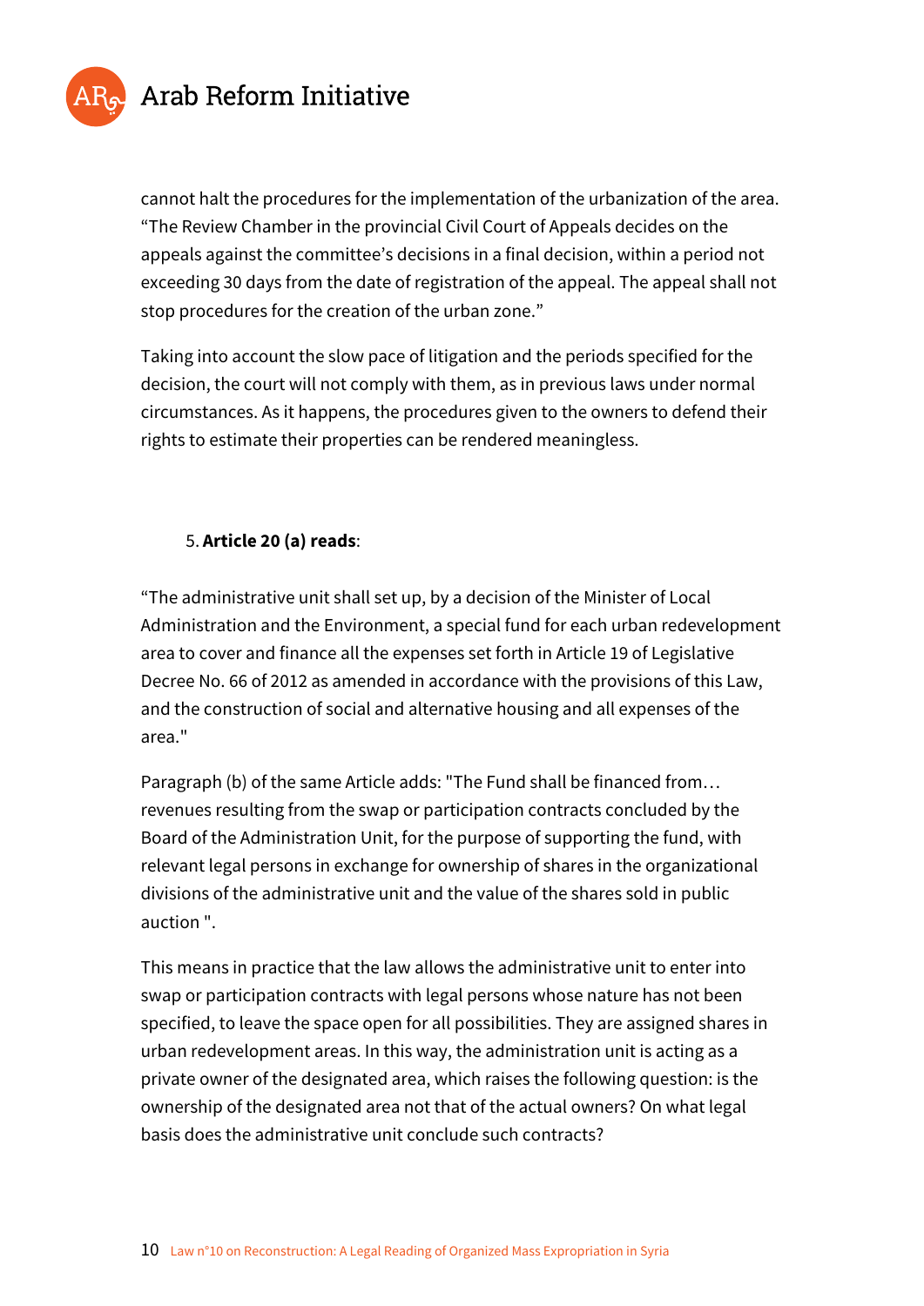cannot halt the procedures for the implementation of the urbanization of the area. “The Review Chamber in the provincial Civil Court of Appeals decides on the appeals against the committee’s decisions in a final decision, within a period not exceeding 30 days from the date of registration of the appeal. The appeal shall not stop procedures for the creation of the urban zone.”

Taking into account the slow pace of litigation and the periods specified for the decision, the court will not comply with them, as in previous laws under normal circumstances. As it happens, the procedures given to the owners to defend their rights to estimate their properties can be rendered meaningless.

5. **Article 20 (a) reads**:

“The administrative unit shall set up, by a decision of the Minister of Local Administration and the Environment, a special fund for each urban redevelopment area to cover and finance all the expenses set forth in Article 19 of Legislative Decree No. 66 of 2012 as amended in accordance with the provisions of this Law, and the construction of social and alternative housing and all expenses of the area."

Paragraph (b) of the same Article adds: "The Fund shall be financed from… revenues resulting from the swap or participation contracts concluded by the Board of the Administration Unit, for the purpose of supporting the fund, with relevant legal persons in exchange for ownership of shares in the organizational divisions of the administrative unit and the value of the shares sold in public auction ".

This means in practice that the law allows the administrative unit to enter into swap or participation contracts with legal persons whose nature has not been specified, to leave the space open for all possibilities. They are assigned shares in urban redevelopment areas. In this way, the administration unit is acting as a private owner of the designated area, which raises the following question: is the ownership of the designated area not that of the actual owners? On what legal basis does the administrative unit conclude such contracts?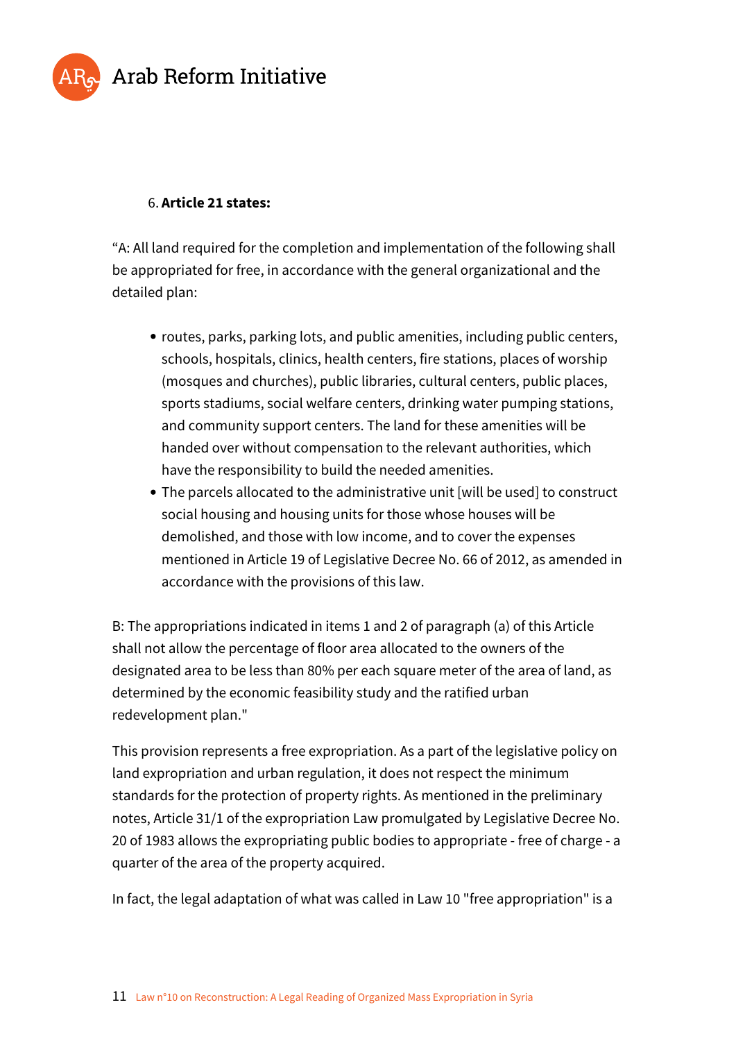6. **Article 21 states:**

"A: All land required for the completion and implementation of the following shall be appropriated for free, in accordance with the general organizational and the detailed plan:

- routes, parks, parking lots, and public amenities, including public centers, schools, hospitals, clinics, health centers, fire stations, places of worship (mosques and churches), public libraries, cultural centers, public places, sports stadiums, social welfare centers, drinking water pumping stations, and community support centers. The land for these amenities will be handed over without compensation to the relevant authorities, which have the responsibility to build the needed amenities.
- The parcels allocated to the administrative unit [will be used] to construct social housing and housing units for those whose houses will be demolished, and those with low income, and to cover the expenses mentioned in Article 19 of Legislative Decree No. 66 of 2012, as amended in accordance with the provisions of this law.

B: The appropriations indicated in items 1 and 2 of paragraph (a) of this Article shall not allow the percentage of floor area allocated to the owners of the designated area to be less than 80% per each square meter of the area of land, as determined by the economic feasibility study and the ratified urban redevelopment plan."

This provision represents a free expropriation. As a part of the legislative policy on land expropriation and urban regulation, it does not respect the minimum standards for the protection of property rights. As mentioned in the preliminary notes, Article 31/1 of the expropriation Law promulgated by Legislative Decree No. 20 of 1983 allows the expropriating public bodies to appropriate - free of charge - a quarter of the area of the property acquired.

In fact, the legal adaptation of what was called in Law 10 "free appropriation" is a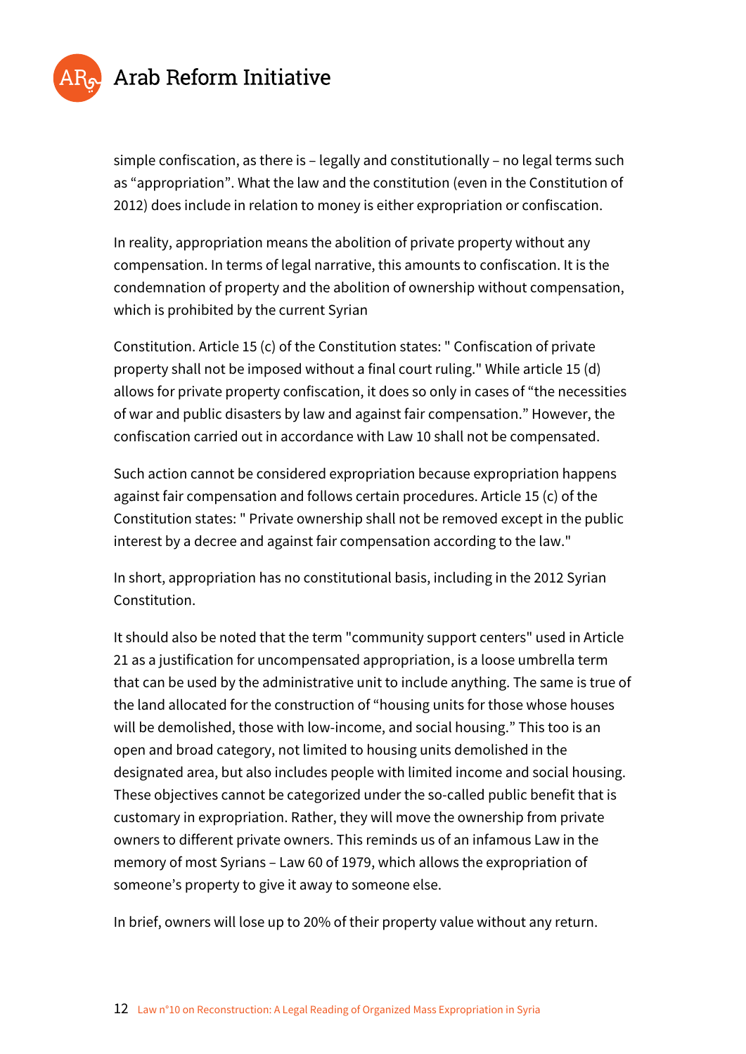simple confiscation, as there is – legally and constitutionally – no legal terms such as "appropriation". What the law and the constitution (even in the Constitution of 2012) does include in relation to money is either expropriation or confiscation.

In reality, appropriation means the abolition of private property without any compensation. In terms of legal narrative, this amounts to confiscation. It is the condemnation of property and the abolition of ownership without compensation, which is prohibited by the current Syrian

Constitution. Article 15 (c) of the Constitution states: " Confiscation of private property shall not be imposed without a final court ruling." While article 15 (d) allows for private property confiscation, it does so only in cases of "the necessities of war and public disasters by law and against fair compensation." However, the confiscation carried out in accordance with Law 10 shall not be compensated.

Such action cannot be considered expropriation because expropriation happens against fair compensation and follows certain procedures. Article 15 (c) of the Constitution states: " Private ownership shall not be removed except in the public interest by a decree and against fair compensation according to the law."

In short, appropriation has no constitutional basis, including in the 2012 Syrian Constitution.

It should also be noted that the term "community support centers" used in Article 21 as a justification for uncompensated appropriation, is a loose umbrella term that can be used by the administrative unit to include anything. The same is true of the land allocated for the construction of "housing units for those whose houses will be demolished, those with low-income, and social housing." This too is an open and broad category, not limited to housing units demolished in the designated area, but also includes people with limited income and social housing. These objectives cannot be categorized under the so-called public benefit that is customary in expropriation. Rather, they will move the ownership from private owners to different private owners. This reminds us of an infamous Law in the memory of most Syrians – Law 60 of 1979, which allows the expropriation of someone's property to give it away to someone else.

In brief, owners will lose up to 20% of their property value without any return.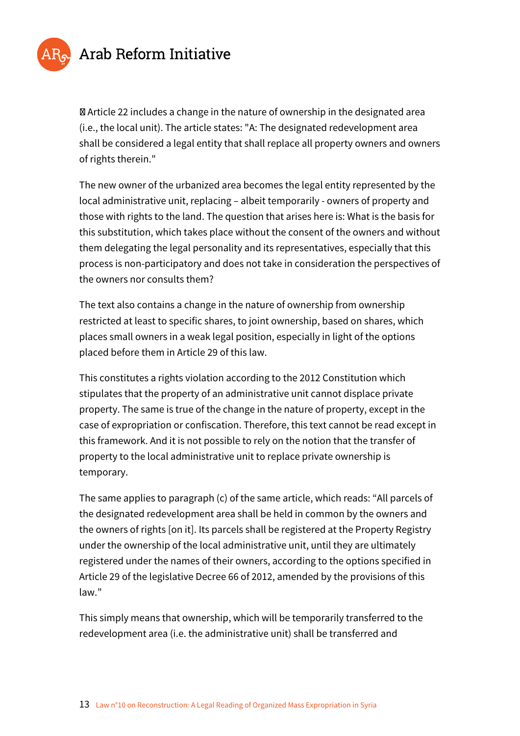Article 22 includes a change in the nature of ownership in the designated area (i.e., the local unit). The article states: "A: The designated redevelopment area shall be considered a legal entity that shall replace all property owners and owners of rights therein."

The new owner of the urbanized area becomes the legal entity represented by the local administrative unit, replacing – albeit temporarily - owners of property and those with rights to the land. The question that arises here is: What is the basis for this substitution, which takes place without the consent of the owners and without them delegating the legal personality and its representatives, especially that this process is non-participatory and does not take in consideration the perspectives of the owners nor consults them?

The text also contains a change in the nature of ownership from ownership restricted at least to specific shares, to joint ownership, based on shares, which places small owners in a weak legal position, especially in light of the options placed before them in Article 29 of this law.

This constitutes a rights violation according to the 2012 Constitution which stipulates that the property of an administrative unit cannot displace private property. The same is true of the change in the nature of property, except in the case of expropriation or confiscation. Therefore, this text cannot be read except in this framework. And it is not possible to rely on the notion that the transfer of property to the local administrative unit to replace private ownership is temporary.

The same applies to paragraph (c) of the same article, which reads: "All parcels of the designated redevelopment area shall be held in common by the owners and the owners of rights [on it]. Its parcels shall be registered at the Property Registry under the ownership of the local administrative unit, until they are ultimately registered under the names of their owners, according to the options specified in Article 29 of the legislative Decree 66 of 2012, amended by the provisions of this law."

This simply means that ownership, which will be temporarily transferred to the redevelopment area (i.e. the administrative unit) shall be transferred and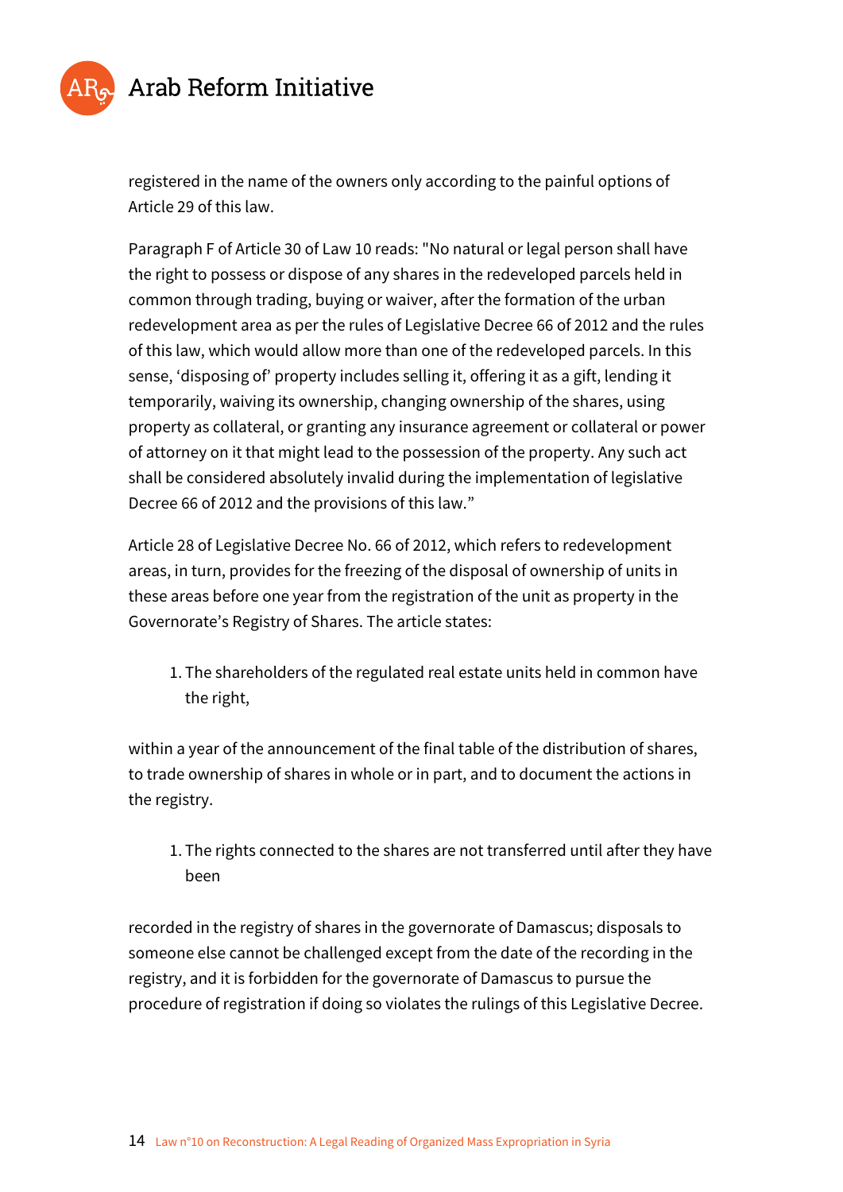registered in the name of the owners only according to the painful options of Article 29 of this law.

Paragraph F of Article 30 of Law 10 reads: "No natural or legal person shall have the right to possess or dispose of any shares in the redeveloped parcels held in common through trading, buying or waiver, after the formation of the urban redevelopment area as per the rules of Legislative Decree 66 of 2012 and the rules of this law, which would allow more than one of the redeveloped parcels. In this sense, 'disposing of' property includes selling it, offering it as a gift, lending it temporarily, waiving its ownership, changing ownership of the shares, using property as collateral, or granting any insurance agreement or collateral or power of attorney on it that might lead to the possession of the property. Any such act shall be considered absolutely invalid during the implementation of legislative Decree 66 of 2012 and the provisions of this law."

Article 28 of Legislative Decree No. 66 of 2012, which refers to redevelopment areas, in turn, provides for the freezing of the disposal of ownership of units in these areas before one year from the registration of the unit as property in the Governorate's Registry of Shares. The article states:

1. The shareholders of the regulated real estate units held in common have the right,

within a year of the announcement of the final table of the distribution of shares, to trade ownership of shares in whole or in part, and to document the actions in the registry.

1. The rights connected to the shares are not transferred until after they have been

recorded in the registry of shares in the governorate of Damascus; disposals to someone else cannot be challenged except from the date of the recording in the registry, and it is forbidden for the governorate of Damascus to pursue the procedure of registration if doing so violates the rulings of this Legislative Decree.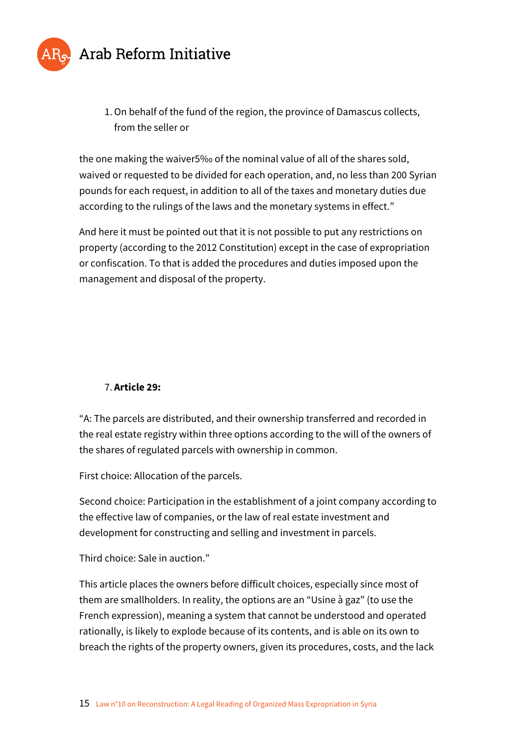1. On behalf of the fund of the region, the province of Damascus collects, from the seller or

the one making the waiver5‰ of the nominal value of all of the shares sold, waived or requested to be divided for each operation, and, no less than 200 Syrian pounds for each request, in addition to all of the taxes and monetary duties due according to the rulings of the laws and the monetary systems in effect."

And here it must be pointed out that it is not possible to put any restrictions on property (according to the 2012 Constitution) except in the case of expropriation or confiscation. To that is added the procedures and duties imposed upon the management and disposal of the property.

7. **Article 29:**

"A: The parcels are distributed, and their ownership transferred and recorded in the real estate registry within three options according to the will of the owners of the shares of regulated parcels with ownership in common.

First choice: Allocation of the parcels.

Second choice: Participation in the establishment of a joint company according to the effective law of companies, or the law of real estate investment and development for constructing and selling and investment in parcels.

Third choice: Sale in auction."

This article places the owners before difficult choices, especially since most of them are smallholders. In reality, the options are an "Usine à gaz" (to use the French expression), meaning a system that cannot be understood and operated rationally, is likely to explode because of its contents, and is able on its own to breach the rights of the property owners, given its procedures, costs, and the lack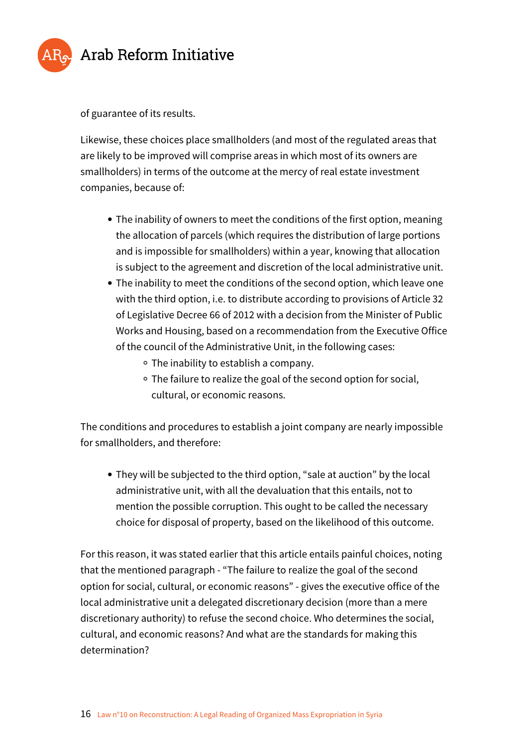of guarantee of its results.

Likewise, these choices place smallholders (and most of the regulated areas that are likely to be improved will comprise areas in which most of its owners are smallholders) in terms of the outcome at the mercy of real estate investment companies, because of:

- The inability of owners to meet the conditions of the first option, meaning the allocation of parcels (which requires the distribution of large portions and is impossible for smallholders) within a year, knowing that allocation is subject to the agreement and discretion of the local administrative unit.
- The inability to meet the conditions of the second option, which leave one with the third option, i.e. to distribute according to provisions of Article 32 of Legislative Decree 66 of 2012 with a decision from the Minister of Public Works and Housing, based on a recommendation from the Executive Office of the council of the Administrative Unit, in the following cases:
  - The inability to establish a company.
  - The failure to realize the goal of the second option for social, cultural, or economic reasons.

The conditions and procedures to establish a joint company are nearly impossible for smallholders, and therefore:

- They will be subjected to the third option, "sale at auction" by the local administrative unit, with all the devaluation that this entails, not to mention the possible corruption. This ought to be called the necessary choice for disposal of property, based on the likelihood of this outcome.

For this reason, it was stated earlier that this article entails painful choices, noting that the mentioned paragraph - "The failure to realize the goal of the second option for social, cultural, or economic reasons" - gives the executive office of the local administrative unit a delegated discretionary decision (more than a mere discretionary authority) to refuse the second choice. Who determines the social, cultural, and economic reasons? And what are the standards for making this determination?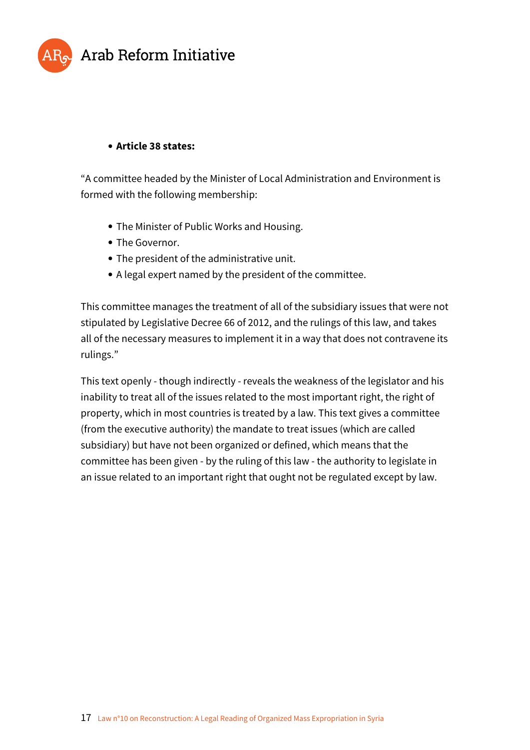- **Article 38 states:**

"A committee headed by the Minister of Local Administration and Environment is formed with the following membership:

- The Minister of Public Works and Housing.
- The Governor.
- The president of the administrative unit.
- A legal expert named by the president of the committee.

This committee manages the treatment of all of the subsidiary issues that were not stipulated by Legislative Decree 66 of 2012, and the rulings of this law, and takes all of the necessary measures to implement it in a way that does not contravene its rulings."

This text openly - though indirectly - reveals the weakness of the legislator and his inability to treat all of the issues related to the most important right, the right of property, which in most countries is treated by a law. This text gives a committee (from the executive authority) the mandate to treat issues (which are called subsidiary) but have not been organized or defined, which means that the committee has been given - by the ruling of this law - the authority to legislate in an issue related to an important right that ought not be regulated except by law.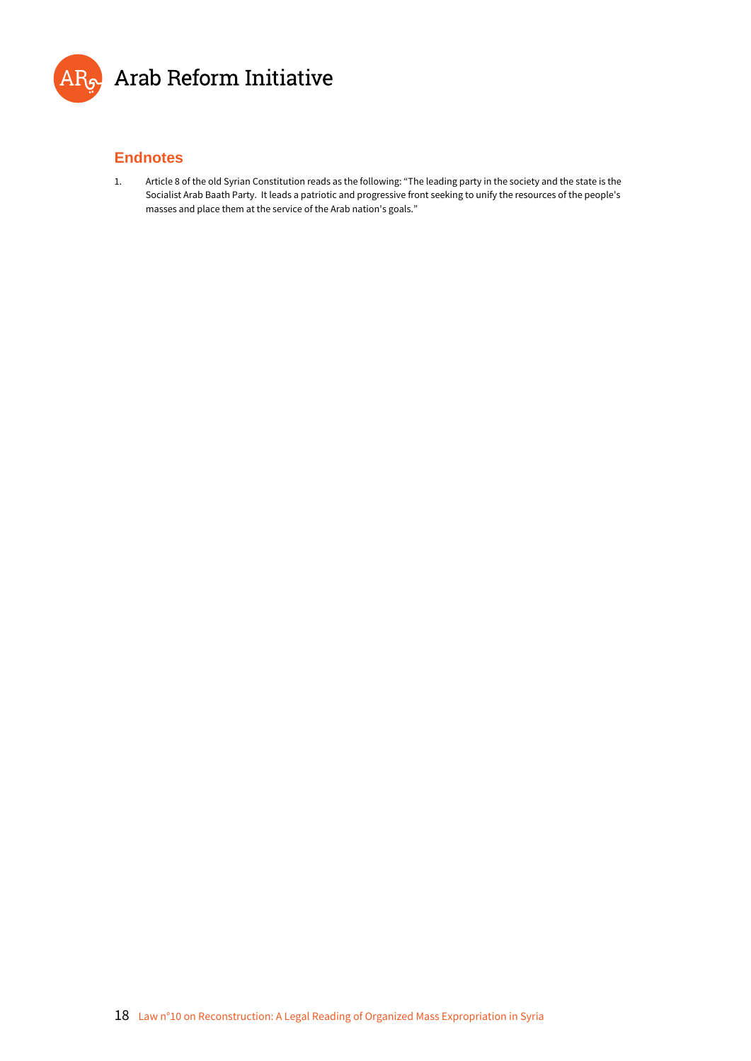## Endnotes

1. Article 8 of the old Syrian Constitution reads as the following: "The leading party in the society and the state is the Socialist Arab Baath Party. It leads a patriotic and progressive front seeking to unify the resources of the people's masses and place them at the service of the Arab nation's goals."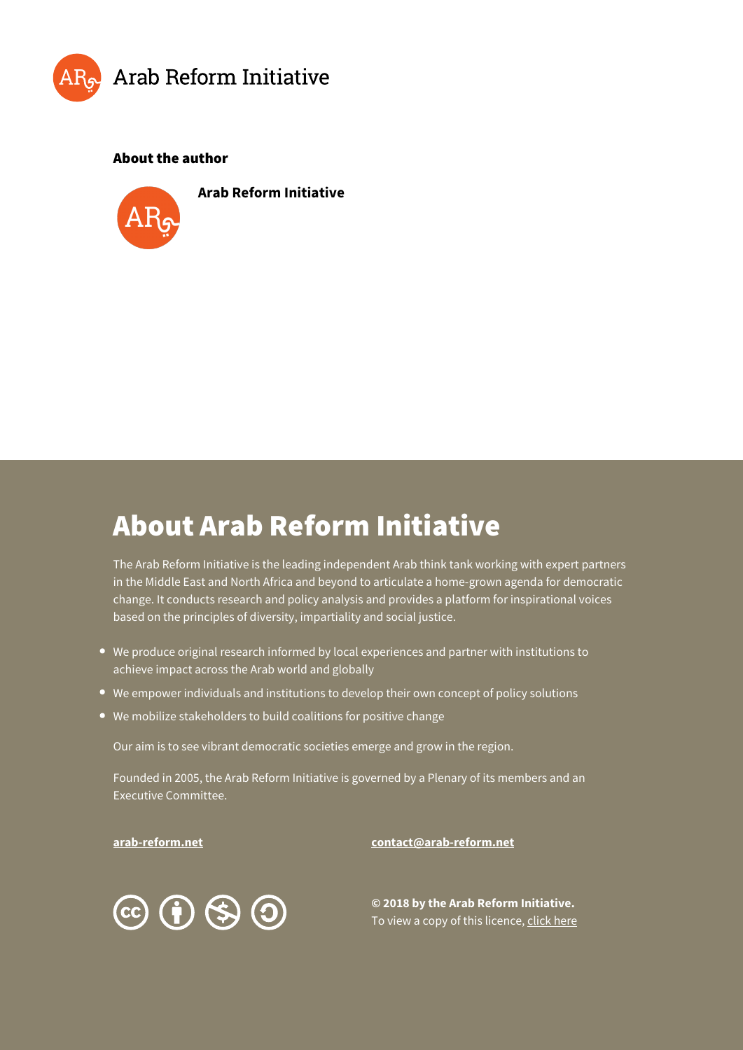Arab Reform Initiative

**About the author**

**Arab Reform Initiative**

# About Arab Reform Initiative

The Arab Reform Initiative is the leading independent Arab think tank working with expert partners in the Middle East and North Africa and beyond to articulate a home-grown agenda for democratic change. It conducts research and policy analysis and provides a platform for inspirational voices based on the principles of diversity, impartiality and social justice.

- We produce original research informed by local experiences and partner with institutions to achieve impact across the Arab world and globally
- We empower individuals and institutions to develop their own concept of policy solutions
- We mobilize stakeholders to build coalitions for positive change

Our aim is to see vibrant democratic societies emerge and grow in the region.

Founded in 2005, the Arab Reform Initiative is governed by a Plenary of its members and an Executive Committee.

**arab-reform.net**

**contact@arab-reform.net**

**© 2018 by the Arab Reform Initiative.**
To view a copy of this licence, click here